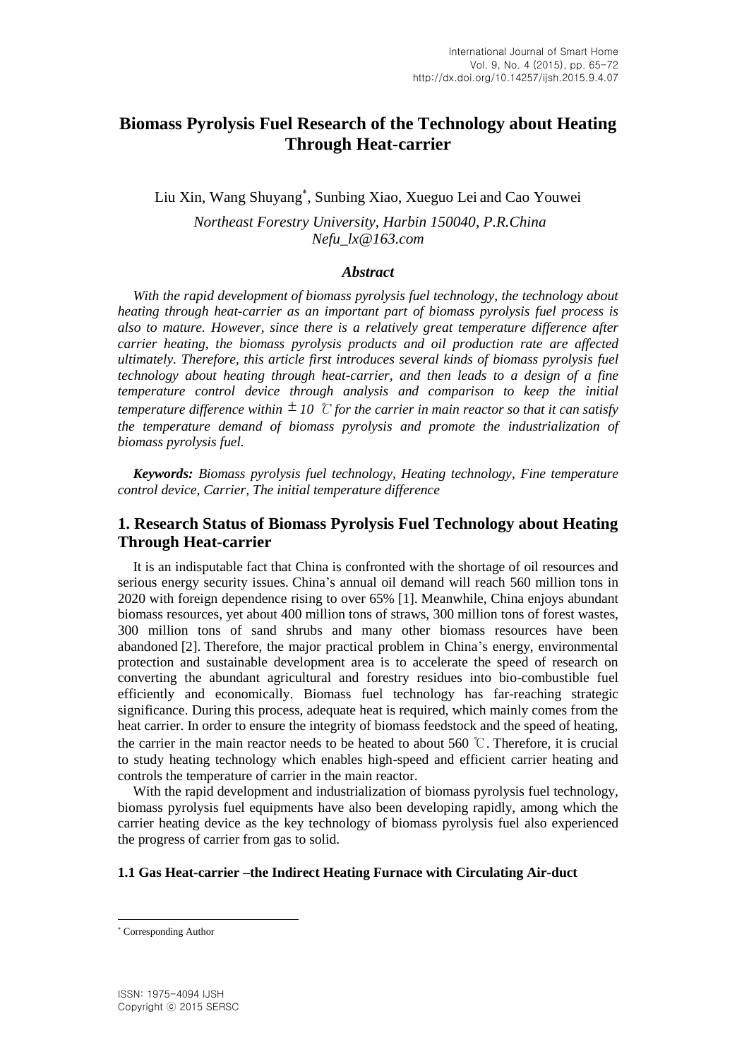# Biomass Pyrolysis Fuel Research of the Technology about Heating Through Heat-carrier

Liu Xin, Wang Shuyang*, Sunbing Xiao, Xueguo Lei and Cao Youwei

*Northeast Forestry University, Harbin 150040, P.R.China*
*Nefu_lx@163.com*

### *Abstract*

*With the rapid development of biomass pyrolysis fuel technology, the technology about heating through heat-carrier as an important part of biomass pyrolysis fuel process is also to mature. However, since there is a relatively great temperature difference after carrier heating, the biomass pyrolysis products and oil production rate are affected ultimately. Therefore, this article first introduces several kinds of biomass pyrolysis fuel technology about heating through heat-carrier, and then leads to a design of a fine temperature control device through analysis and comparison to keep the initial temperature difference within ± 10 ℃ for the carrier in main reactor so that it can satisfy the temperature demand of biomass pyrolysis and promote the industrialization of biomass pyrolysis fuel.*

***Keywords:*** *Biomass pyrolysis fuel technology, Heating technology, Fine temperature control device, Carrier, The initial temperature difference*

## 1. Research Status of Biomass Pyrolysis Fuel Technology about Heating Through Heat-carrier

It is an indisputable fact that China is confronted with the shortage of oil resources and serious energy security issues. China's annual oil demand will reach 560 million tons in 2020 with foreign dependence rising to over 65% [1]. Meanwhile, China enjoys abundant biomass resources, yet about 400 million tons of straws, 300 million tons of forest wastes, 300 million tons of sand shrubs and many other biomass resources have been abandoned [2]. Therefore, the major practical problem in China's energy, environmental protection and sustainable development area is to accelerate the speed of research on converting the abundant agricultural and forestry residues into bio-combustible fuel efficiently and economically. Biomass fuel technology has far-reaching strategic significance. During this process, adequate heat is required, which mainly comes from the heat carrier. In order to ensure the integrity of biomass feedstock and the speed of heating, the carrier in the main reactor needs to be heated to about 560 ℃. Therefore, it is crucial to study heating technology which enables high-speed and efficient carrier heating and controls the temperature of carrier in the main reactor.

With the rapid development and industrialization of biomass pyrolysis fuel technology, biomass pyrolysis fuel equipments have also been developing rapidly, among which the carrier heating device as the key technology of biomass pyrolysis fuel also experienced the progress of carrier from gas to solid.

### 1.1 Gas Heat-carrier –the Indirect Heating Furnace with Circulating Air-duct

* Corresponding Author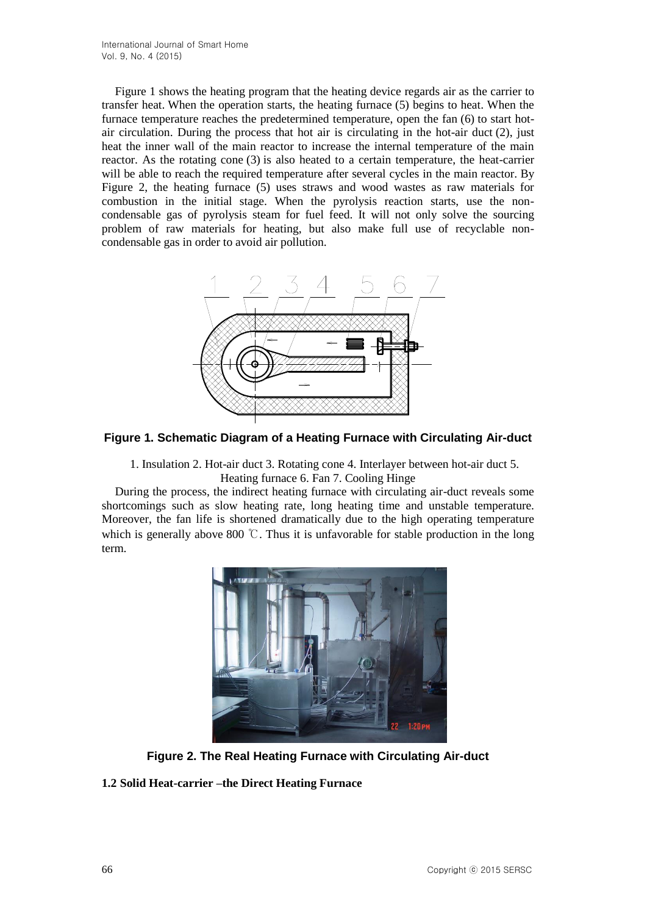Figure 1 shows the heating program that the heating device regards air as the carrier to transfer heat. When the operation starts, the heating furnace (5) begins to heat. When the furnace temperature reaches the predetermined temperature, open the fan (6) to start hot-air circulation. During the process that hot air is circulating in the hot-air duct (2), just heat the inner wall of the main reactor to increase the internal temperature of the main reactor. As the rotating cone (3) is also heated to a certain temperature, the heat-carrier will be able to reach the required temperature after several cycles in the main reactor. By Figure 2, the heating furnace (5) uses straws and wood wastes as raw materials for combustion in the initial stage. When the pyrolysis reaction starts, use the non-condensable gas of pyrolysis steam for fuel feed. It will not only solve the sourcing problem of raw materials for heating, but also make full use of recyclable non-condensable gas in order to avoid air pollution.

**Figure 1. Schematic Diagram of a Heating Furnace with Circulating Air-duct**

1. Insulation 2. Hot-air duct 3. Rotating cone 4. Interlayer between hot-air duct 5. Heating furnace 6. Fan 7. Cooling Hinge

During the process, the indirect heating furnace with circulating air-duct reveals some shortcomings such as slow heating rate, long heating time and unstable temperature. Moreover, the fan life is shortened dramatically due to the high operating temperature which is generally above 800 ℃. Thus it is unfavorable for stable production in the long term.

**Figure 2. The Real Heating Furnace with Circulating Air-duct**

**1.2 Solid Heat-carrier –the Direct Heating Furnace**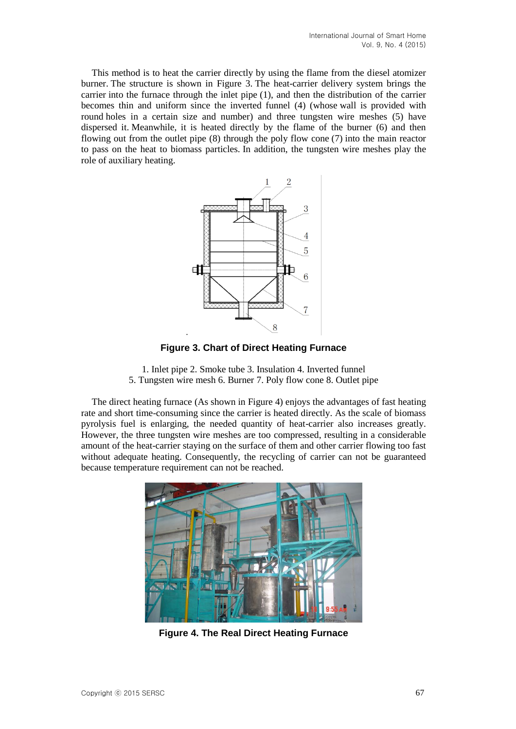This method is to heat the carrier directly by using the flame from the diesel atomizer burner. The structure is shown in Figure 3. The heat-carrier delivery system brings the carrier into the furnace through the inlet pipe (1), and then the distribution of the carrier becomes thin and uniform since the inverted funnel (4) (whose wall is provided with round holes in a certain size and number) and three tungsten wire meshes (5) have dispersed it. Meanwhile, it is heated directly by the flame of the burner (6) and then flowing out from the outlet pipe (8) through the poly flow cone (7) into the main reactor to pass on the heat to biomass particles. In addition, the tungsten wire meshes play the role of auxiliary heating.

**Figure 3. Chart of Direct Heating Furnace**

1. Inlet pipe 2. Smoke tube 3. Insulation 4. Inverted funnel
5. Tungsten wire mesh 6. Burner 7. Poly flow cone 8. Outlet pipe

The direct heating furnace (As shown in Figure 4) enjoys the advantages of fast heating rate and short time-consuming since the carrier is heated directly. As the scale of biomass pyrolysis fuel is enlarging, the needed quantity of heat-carrier also increases greatly. However, the three tungsten wire meshes are too compressed, resulting in a considerable amount of the heat-carrier staying on the surface of them and other carrier flowing too fast without adequate heating. Consequently, the recycling of carrier can not be guaranteed because temperature requirement can not be reached.

**Figure 4. The Real Direct Heating Furnace**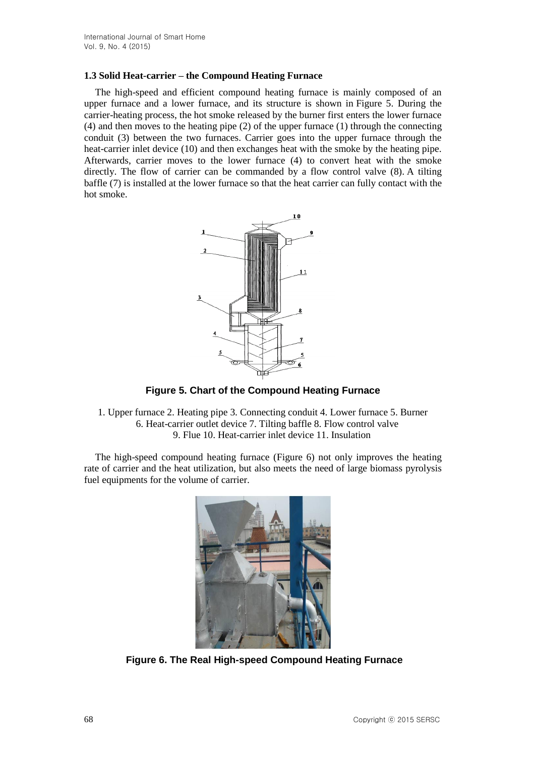### 1.3 Solid Heat-carrier – the Compound Heating Furnace

The high-speed and efficient compound heating furnace is mainly composed of an upper furnace and a lower furnace, and its structure is shown in Figure 5. During the carrier-heating process, the hot smoke released by the burner first enters the lower furnace (4) and then moves to the heating pipe (2) of the upper furnace (1) through the connecting conduit (3) between the two furnaces. Carrier goes into the upper furnace through the heat-carrier inlet device (10) and then exchanges heat with the smoke by the heating pipe. Afterwards, carrier moves to the lower furnace (4) to convert heat with the smoke directly. The flow of carrier can be commanded by a flow control valve (8). A tilting baffle (7) is installed at the lower furnace so that the heat carrier can fully contact with the hot smoke.

**Figure 5. Chart of the Compound Heating Furnace**

1. Upper furnace 2. Heating pipe 3. Connecting conduit 4. Lower furnace 5. Burner 6. Heat-carrier outlet device 7. Tilting baffle 8. Flow control valve 9. Flue 10. Heat-carrier inlet device 11. Insulation

The high-speed compound heating furnace (Figure 6) not only improves the heating rate of carrier and the heat utilization, but also meets the need of large biomass pyrolysis fuel equipments for the volume of carrier.

**Figure 6. The Real High-speed Compound Heating Furnace**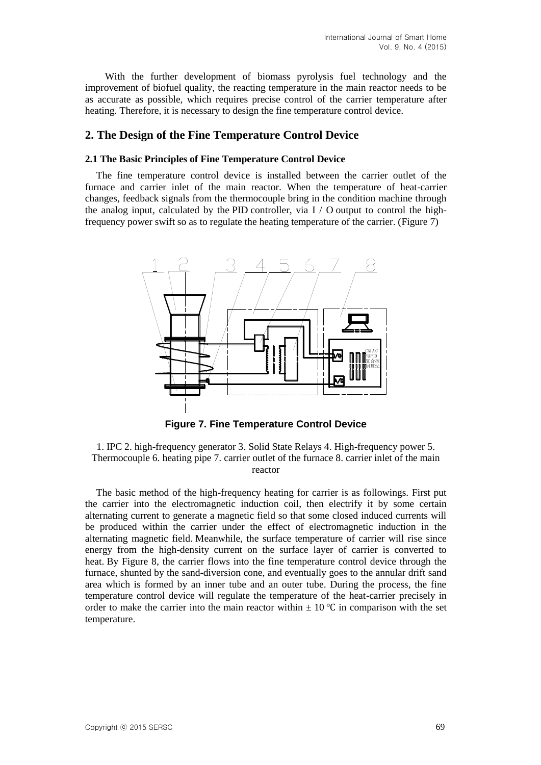With the further development of biomass pyrolysis fuel technology and the improvement of biofuel quality, the reacting temperature in the main reactor needs to be as accurate as possible, which requires precise control of the carrier temperature after heating. Therefore, it is necessary to design the fine temperature control device.

## 2. The Design of the Fine Temperature Control Device

### 2.1 The Basic Principles of Fine Temperature Control Device

The fine temperature control device is installed between the carrier outlet of the furnace and carrier inlet of the main reactor. When the temperature of heat-carrier changes, feedback signals from the thermocouple bring in the condition machine through the analog input, calculated by the PID controller, via I / O output to control the high-frequency power swift so as to regulate the heating temperature of the carrier. (Figure 7)

**Figure 7. Fine Temperature Control Device**

1. IPC 2. high-frequency generator 3. Solid State Relays 4. High-frequency power 5. Thermocouple 6. heating pipe 7. carrier outlet of the furnace 8. carrier inlet of the main reactor

The basic method of the high-frequency heating for carrier is as followings. First put the carrier into the electromagnetic induction coil, then electrify it by some certain alternating current to generate a magnetic field so that some closed induced currents will be produced within the carrier under the effect of electromagnetic induction in the alternating magnetic field. Meanwhile, the surface temperature of carrier will rise since energy from the high-density current on the surface layer of carrier is converted to heat. By Figure 8, the carrier flows into the fine temperature control device through the furnace, shunted by the sand-diversion cone, and eventually goes to the annular drift sand area which is formed by an inner tube and an outer tube. During the process, the fine temperature control device will regulate the temperature of the heat-carrier precisely in order to make the carrier into the main reactor within ± 10 ℃ in comparison with the set temperature.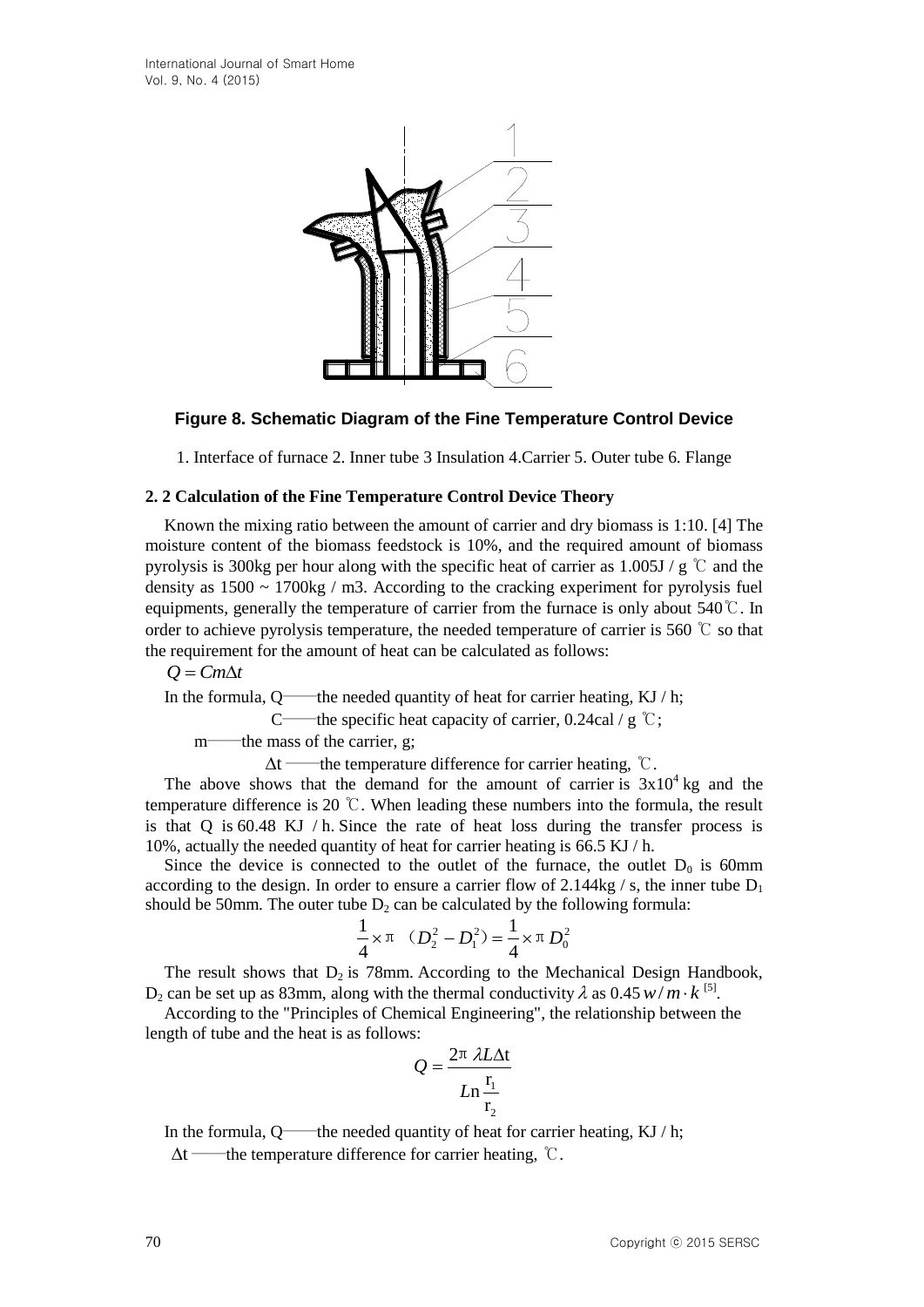**Figure 8. Schematic Diagram of the Fine Temperature Control Device**

1. Interface of furnace 2. Inner tube 3 Insulation 4.Carrier 5. Outer tube 6. Flange

**2. 2 Calculation of the Fine Temperature Control Device Theory**

Known the mixing ratio between the amount of carrier and dry biomass is 1:10. [4] The moisture content of the biomass feedstock is 10%, and the required amount of biomass pyrolysis is 300kg per hour along with the specific heat of carrier as 1.005J / g ℃ and the density as 1500 ~ 1700kg / m3. According to the cracking experiment for pyrolysis fuel equipments, generally the temperature of carrier from the furnace is only about 540℃. In order to achieve pyrolysis temperature, the needed temperature of carrier is 560 ℃ so that the requirement for the amount of heat can be calculated as follows:

$Q = Cm\Delta t$

In the formula, Q——the needed quantity of heat for carrier heating, KJ / h;

C——the specific heat capacity of carrier, 0.24cal / g ℃;

m——the mass of the carrier, g;

$\Delta t$ ——the temperature difference for carrier heating, ℃.

The above shows that the demand for the amount of carrier is $3x10^4$ kg and the temperature difference is 20 ℃. When leading these numbers into the formula, the result is that Q is 60.48 KJ / h. Since the rate of heat loss during the transfer process is 10%, actually the needed quantity of heat for carrier heating is 66.5 KJ / h.

Since the device is connected to the outlet of the furnace, the outlet $D_0$ is 60mm according to the design. In order to ensure a carrier flow of 2.144kg / s, the inner tube $D_1$ should be 50mm. The outer tube $D_2$ can be calculated by the following formula:

$$\frac{1}{4} \times \pi \left(D_2^2 - D_1^2\right) = \frac{1}{4} \times \pi D_0^2$$

The result shows that $D_2$ is 78mm. According to the Mechanical Design Handbook, $D_2$ can be set up as 83mm, along with the thermal conductivity $\lambda$ as $0.45\, w/m \cdot k$ [5].

According to the "Principles of Chemical Engineering", the relationship between the length of tube and the heat is as follows:

$$Q = \frac{2\pi \lambda L \Delta t}{Ln\dfrac{r_1}{r_2}}$$

In the formula, Q——the needed quantity of heat for carrier heating, KJ / h;

$\Delta t$ ——the temperature difference for carrier heating, ℃.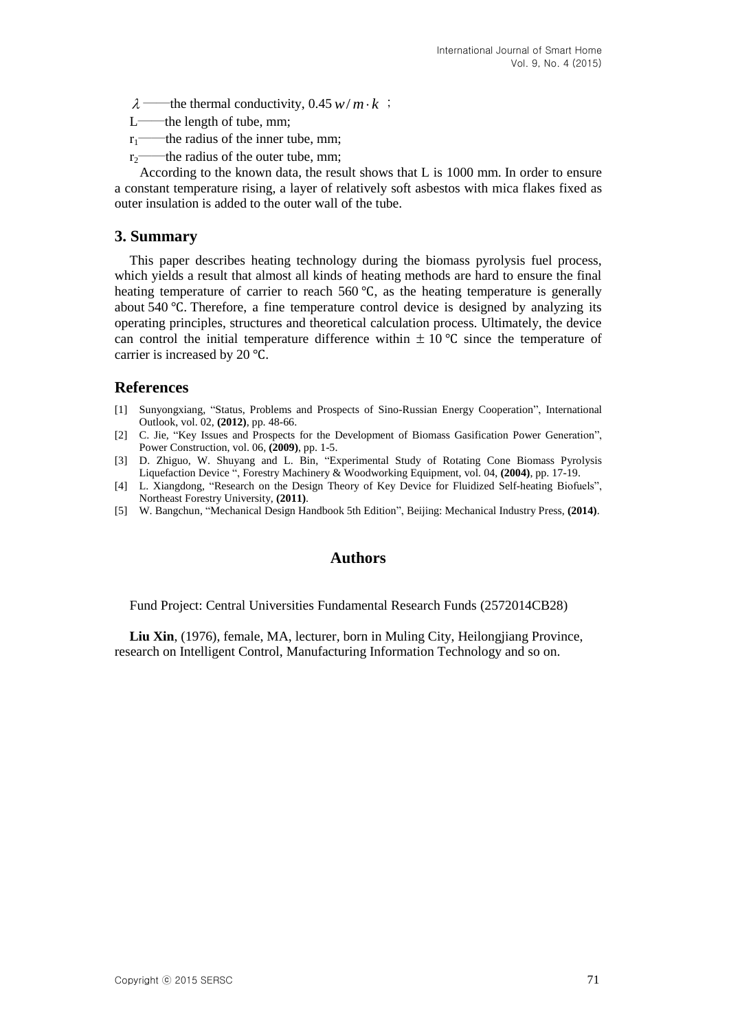$\lambda$ ——the thermal conductivity, 0.45 $w/m \cdot k$ ;

L——the length of tube, mm;

$r_1$——the radius of the inner tube, mm;

$r_2$——the radius of the outer tube, mm;

According to the known data, the result shows that L is 1000 mm. In order to ensure a constant temperature rising, a layer of relatively soft asbestos with mica flakes fixed as outer insulation is added to the outer wall of the tube.

## 3. Summary

This paper describes heating technology during the biomass pyrolysis fuel process, which yields a result that almost all kinds of heating methods are hard to ensure the final heating temperature of carrier to reach 560 ℃, as the heating temperature is generally about 540 ℃. Therefore, a fine temperature control device is designed by analyzing its operating principles, structures and theoretical calculation process. Ultimately, the device can control the initial temperature difference within ± 10 ℃ since the temperature of carrier is increased by 20 ℃.

## References

[1] Sunyongxiang, "Status, Problems and Prospects of Sino-Russian Energy Cooperation", International Outlook, vol. 02, **(2012)**, pp. 48-66.

[2] C. Jie, "Key Issues and Prospects for the Development of Biomass Gasification Power Generation", Power Construction, vol. 06, **(2009)**, pp. 1-5.

[3] D. Zhiguo, W. Shuyang and L. Bin, "Experimental Study of Rotating Cone Biomass Pyrolysis Liquefaction Device ", Forestry Machinery & Woodworking Equipment, vol. 04, **(2004)**, pp. 17-19.

[4] L. Xiangdong, "Research on the Design Theory of Key Device for Fluidized Self-heating Biofuels", Northeast Forestry University, **(2011)**.

[5] W. Bangchun, "Mechanical Design Handbook 5th Edition", Beijing: Mechanical Industry Press, **(2014)**.

## Authors

Fund Project: Central Universities Fundamental Research Funds (2572014CB28)

**Liu Xin**, (1976), female, MA, lecturer, born in Muling City, Heilongjiang Province, research on Intelligent Control, Manufacturing Information Technology and so on.